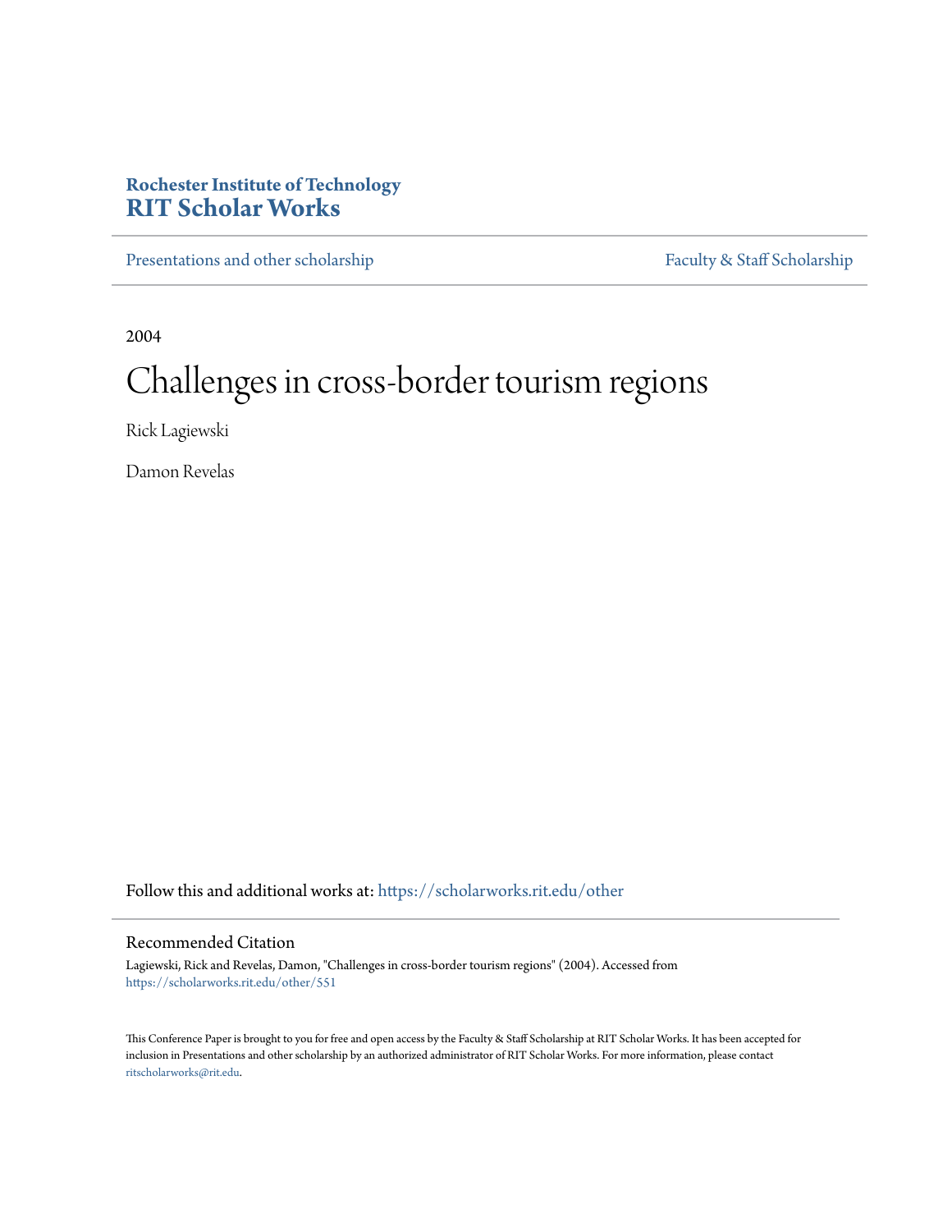Rochester Institute of Technology

# RIT Scholar Works

Presentations and other scholarship — Faculty & Staff Scholarship

2004

# Challenges in cross-border tourism regions

Rick Lagiewski

Damon Revelas

Follow this and additional works at: https://scholarworks.rit.edu/other

## Recommended Citation

Lagiewski, Rick and Revelas, Damon, "Challenges in cross-border tourism regions" (2004). Accessed from https://scholarworks.rit.edu/other/551

This Conference Paper is brought to you for free and open access by the Faculty & Staff Scholarship at RIT Scholar Works. It has been accepted for inclusion in Presentations and other scholarship by an authorized administrator of RIT Scholar Works. For more information, please contact ritscholarworks@rit.edu.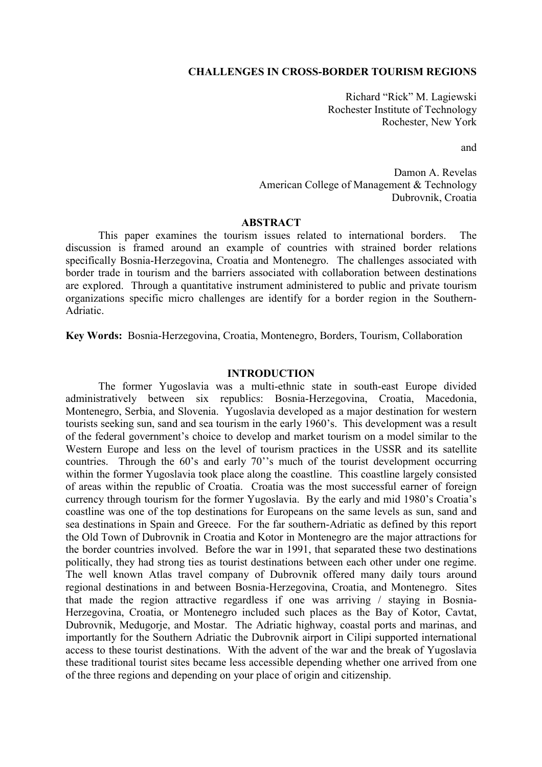**CHALLENGES IN CROSS-BORDER TOURISM REGIONS**

Richard "Rick" M. Lagiewski
Rochester Institute of Technology
Rochester, New York

and

Damon A. Revelas
American College of Management & Technology
Dubrovnik, Croatia

## ABSTRACT

This paper examines the tourism issues related to international borders. The discussion is framed around an example of countries with strained border relations specifically Bosnia-Herzegovina, Croatia and Montenegro. The challenges associated with border trade in tourism and the barriers associated with collaboration between destinations are explored. Through a quantitative instrument administered to public and private tourism organizations specific micro challenges are identify for a border region in the Southern-Adriatic.

**Key Words:** Bosnia-Herzegovina, Croatia, Montenegro, Borders, Tourism, Collaboration

## INTRODUCTION

The former Yugoslavia was a multi-ethnic state in south-east Europe divided administratively between six republics: Bosnia-Herzegovina, Croatia, Macedonia, Montenegro, Serbia, and Slovenia. Yugoslavia developed as a major destination for western tourists seeking sun, sand and sea tourism in the early 1960's. This development was a result of the federal government's choice to develop and market tourism on a model similar to the Western Europe and less on the level of tourism practices in the USSR and its satellite countries. Through the 60's and early 70''s much of the tourist development occurring within the former Yugoslavia took place along the coastline. This coastline largely consisted of areas within the republic of Croatia. Croatia was the most successful earner of foreign currency through tourism for the former Yugoslavia. By the early and mid 1980's Croatia's coastline was one of the top destinations for Europeans on the same levels as sun, sand and sea destinations in Spain and Greece. For the far southern-Adriatic as defined by this report the Old Town of Dubrovnik in Croatia and Kotor in Montenegro are the major attractions for the border countries involved. Before the war in 1991, that separated these two destinations politically, they had strong ties as tourist destinations between each other under one regime. The well known Atlas travel company of Dubrovnik offered many daily tours around regional destinations in and between Bosnia-Herzegovina, Croatia, and Montenegro. Sites that made the region attractive regardless if one was arriving / staying in Bosnia-Herzegovina, Croatia, or Montenegro included such places as the Bay of Kotor, Cavtat, Dubrovnik, Medugorje, and Mostar. The Adriatic highway, coastal ports and marinas, and importantly for the Southern Adriatic the Dubrovnik airport in Cilipi supported international access to these tourist destinations. With the advent of the war and the break of Yugoslavia these traditional tourist sites became less accessible depending whether one arrived from one of the three regions and depending on your place of origin and citizenship.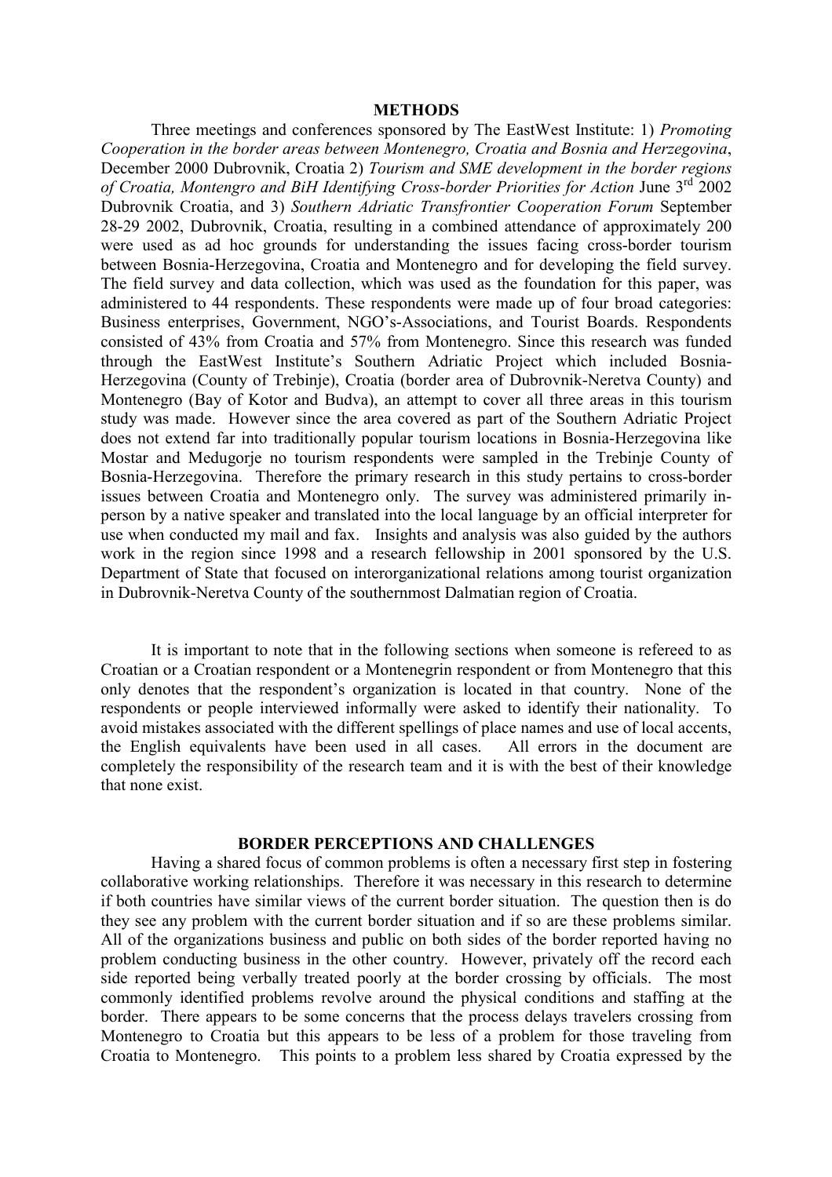## METHODS

Three meetings and conferences sponsored by The EastWest Institute: 1) *Promoting Cooperation in the border areas between Montenegro, Croatia and Bosnia and Herzegovina*, December 2000 Dubrovnik, Croatia 2) *Tourism and SME development in the border regions of Croatia, Montengro and BiH Identifying Cross-border Priorities for Action* June 3rd 2002 Dubrovnik Croatia, and 3) *Southern Adriatic Transfrontier Cooperation Forum* September 28-29 2002, Dubrovnik, Croatia, resulting in a combined attendance of approximately 200 were used as ad hoc grounds for understanding the issues facing cross-border tourism between Bosnia-Herzegovina, Croatia and Montenegro and for developing the field survey. The field survey and data collection, which was used as the foundation for this paper, was administered to 44 respondents. These respondents were made up of four broad categories: Business enterprises, Government, NGO's-Associations, and Tourist Boards. Respondents consisted of 43% from Croatia and 57% from Montenegro. Since this research was funded through the EastWest Institute's Southern Adriatic Project which included Bosnia-Herzegovina (County of Trebinje), Croatia (border area of Dubrovnik-Neretva County) and Montenegro (Bay of Kotor and Budva), an attempt to cover all three areas in this tourism study was made. However since the area covered as part of the Southern Adriatic Project does not extend far into traditionally popular tourism locations in Bosnia-Herzegovina like Mostar and Medugorje no tourism respondents were sampled in the Trebinje County of Bosnia-Herzegovina. Therefore the primary research in this study pertains to cross-border issues between Croatia and Montenegro only. The survey was administered primarily in-person by a native speaker and translated into the local language by an official interpreter for use when conducted my mail and fax. Insights and analysis was also guided by the authors work in the region since 1998 and a research fellowship in 2001 sponsored by the U.S. Department of State that focused on interorganizational relations among tourist organization in Dubrovnik-Neretva County of the southernmost Dalmatian region of Croatia.

It is important to note that in the following sections when someone is refereed to as Croatian or a Croatian respondent or a Montenegrin respondent or from Montenegro that this only denotes that the respondent's organization is located in that country. None of the respondents or people interviewed informally were asked to identify their nationality. To avoid mistakes associated with the different spellings of place names and use of local accents, the English equivalents have been used in all cases. All errors in the document are completely the responsibility of the research team and it is with the best of their knowledge that none exist.

## BORDER PERCEPTIONS AND CHALLENGES

Having a shared focus of common problems is often a necessary first step in fostering collaborative working relationships. Therefore it was necessary in this research to determine if both countries have similar views of the current border situation. The question then is do they see any problem with the current border situation and if so are these problems similar. All of the organizations business and public on both sides of the border reported having no problem conducting business in the other country. However, privately off the record each side reported being verbally treated poorly at the border crossing by officials. The most commonly identified problems revolve around the physical conditions and staffing at the border. There appears to be some concerns that the process delays travelers crossing from Montenegro to Croatia but this appears to be less of a problem for those traveling from Croatia to Montenegro. This points to a problem less shared by Croatia expressed by the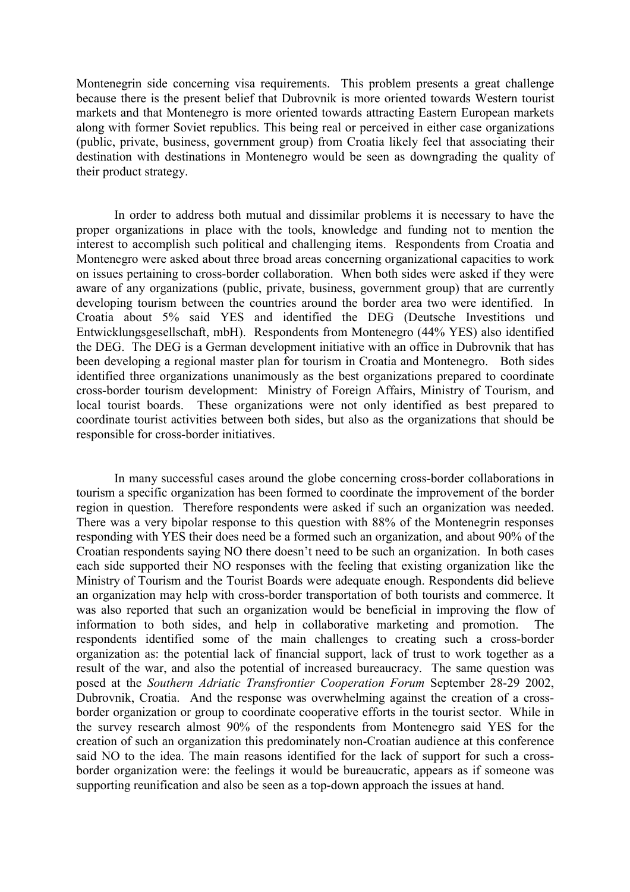Montenegrin side concerning visa requirements. This problem presents a great challenge because there is the present belief that Dubrovnik is more oriented towards Western tourist markets and that Montenegro is more oriented towards attracting Eastern European markets along with former Soviet republics. This being real or perceived in either case organizations (public, private, business, government group) from Croatia likely feel that associating their destination with destinations in Montenegro would be seen as downgrading the quality of their product strategy.

In order to address both mutual and dissimilar problems it is necessary to have the proper organizations in place with the tools, knowledge and funding not to mention the interest to accomplish such political and challenging items. Respondents from Croatia and Montenegro were asked about three broad areas concerning organizational capacities to work on issues pertaining to cross-border collaboration. When both sides were asked if they were aware of any organizations (public, private, business, government group) that are currently developing tourism between the countries around the border area two were identified. In Croatia about 5% said YES and identified the DEG (Deutsche Investitions und Entwicklungsgesellschaft, mbH). Respondents from Montenegro (44% YES) also identified the DEG. The DEG is a German development initiative with an office in Dubrovnik that has been developing a regional master plan for tourism in Croatia and Montenegro. Both sides identified three organizations unanimously as the best organizations prepared to coordinate cross-border tourism development: Ministry of Foreign Affairs, Ministry of Tourism, and local tourist boards. These organizations were not only identified as best prepared to coordinate tourist activities between both sides, but also as the organizations that should be responsible for cross-border initiatives.

In many successful cases around the globe concerning cross-border collaborations in tourism a specific organization has been formed to coordinate the improvement of the border region in question. Therefore respondents were asked if such an organization was needed. There was a very bipolar response to this question with 88% of the Montenegrin responses responding with YES their does need be a formed such an organization, and about 90% of the Croatian respondents saying NO there doesn't need to be such an organization. In both cases each side supported their NO responses with the feeling that existing organization like the Ministry of Tourism and the Tourist Boards were adequate enough. Respondents did believe an organization may help with cross-border transportation of both tourists and commerce. It was also reported that such an organization would be beneficial in improving the flow of information to both sides, and help in collaborative marketing and promotion. The respondents identified some of the main challenges to creating such a cross-border organization as: the potential lack of financial support, lack of trust to work together as a result of the war, and also the potential of increased bureaucracy. The same question was posed at the *Southern Adriatic Transfrontier Cooperation Forum* September 28-29 2002, Dubrovnik, Croatia. And the response was overwhelming against the creation of a cross-border organization or group to coordinate cooperative efforts in the tourist sector. While in the survey research almost 90% of the respondents from Montenegro said YES for the creation of such an organization this predominately non-Croatian audience at this conference said NO to the idea. The main reasons identified for the lack of support for such a cross-border organization were: the feelings it would be bureaucratic, appears as if someone was supporting reunification and also be seen as a top-down approach the issues at hand.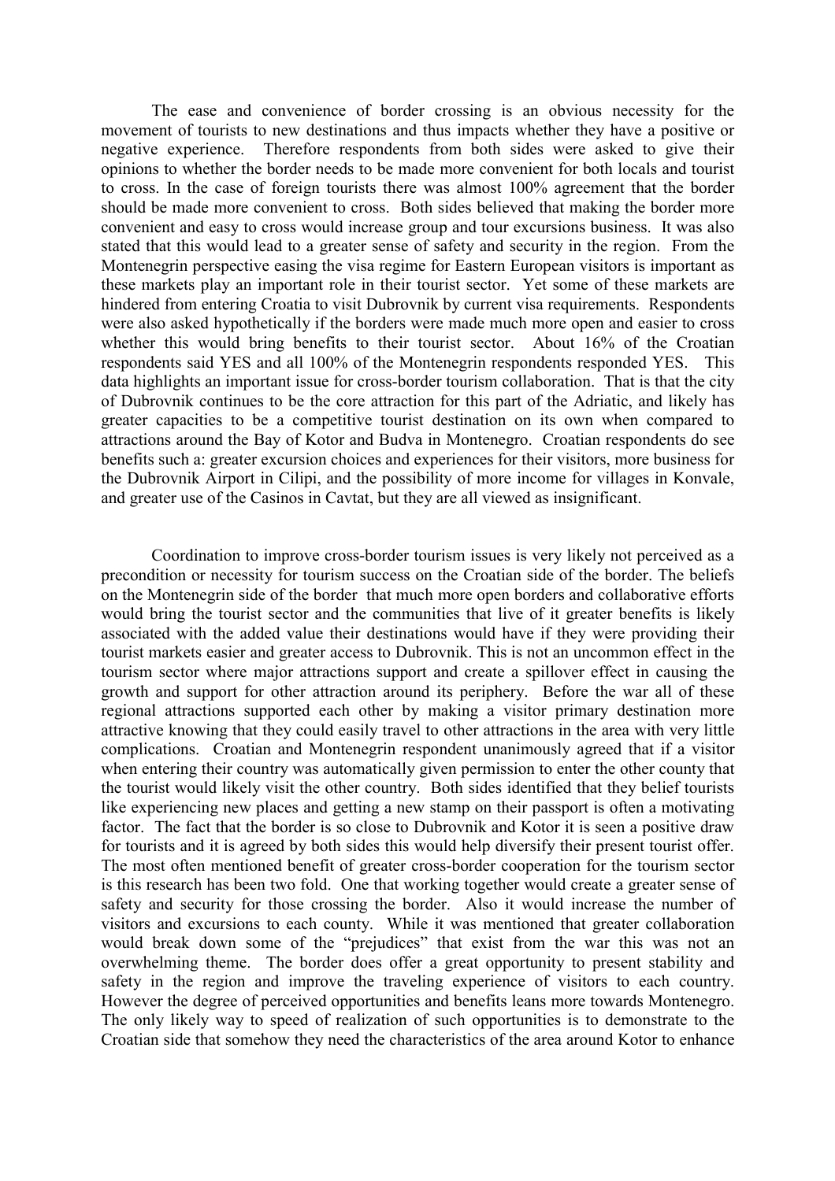The ease and convenience of border crossing is an obvious necessity for the movement of tourists to new destinations and thus impacts whether they have a positive or negative experience. Therefore respondents from both sides were asked to give their opinions to whether the border needs to be made more convenient for both locals and tourist to cross. In the case of foreign tourists there was almost 100% agreement that the border should be made more convenient to cross. Both sides believed that making the border more convenient and easy to cross would increase group and tour excursions business. It was also stated that this would lead to a greater sense of safety and security in the region. From the Montenegrin perspective easing the visa regime for Eastern European visitors is important as these markets play an important role in their tourist sector. Yet some of these markets are hindered from entering Croatia to visit Dubrovnik by current visa requirements. Respondents were also asked hypothetically if the borders were made much more open and easier to cross whether this would bring benefits to their tourist sector. About 16% of the Croatian respondents said YES and all 100% of the Montenegrin respondents responded YES. This data highlights an important issue for cross-border tourism collaboration. That is that the city of Dubrovnik continues to be the core attraction for this part of the Adriatic, and likely has greater capacities to be a competitive tourist destination on its own when compared to attractions around the Bay of Kotor and Budva in Montenegro. Croatian respondents do see benefits such a: greater excursion choices and experiences for their visitors, more business for the Dubrovnik Airport in Cilipi, and the possibility of more income for villages in Konvale, and greater use of the Casinos in Cavtat, but they are all viewed as insignificant.

Coordination to improve cross-border tourism issues is very likely not perceived as a precondition or necessity for tourism success on the Croatian side of the border. The beliefs on the Montenegrin side of the border that much more open borders and collaborative efforts would bring the tourist sector and the communities that live of it greater benefits is likely associated with the added value their destinations would have if they were providing their tourist markets easier and greater access to Dubrovnik. This is not an uncommon effect in the tourism sector where major attractions support and create a spillover effect in causing the growth and support for other attraction around its periphery. Before the war all of these regional attractions supported each other by making a visitor primary destination more attractive knowing that they could easily travel to other attractions in the area with very little complications. Croatian and Montenegrin respondent unanimously agreed that if a visitor when entering their country was automatically given permission to enter the other county that the tourist would likely visit the other country. Both sides identified that they belief tourists like experiencing new places and getting a new stamp on their passport is often a motivating factor. The fact that the border is so close to Dubrovnik and Kotor it is seen a positive draw for tourists and it is agreed by both sides this would help diversify their present tourist offer. The most often mentioned benefit of greater cross-border cooperation for the tourism sector is this research has been two fold. One that working together would create a greater sense of safety and security for those crossing the border. Also it would increase the number of visitors and excursions to each county. While it was mentioned that greater collaboration would break down some of the "prejudices" that exist from the war this was not an overwhelming theme. The border does offer a great opportunity to present stability and safety in the region and improve the traveling experience of visitors to each country. However the degree of perceived opportunities and benefits leans more towards Montenegro. The only likely way to speed of realization of such opportunities is to demonstrate to the Croatian side that somehow they need the characteristics of the area around Kotor to enhance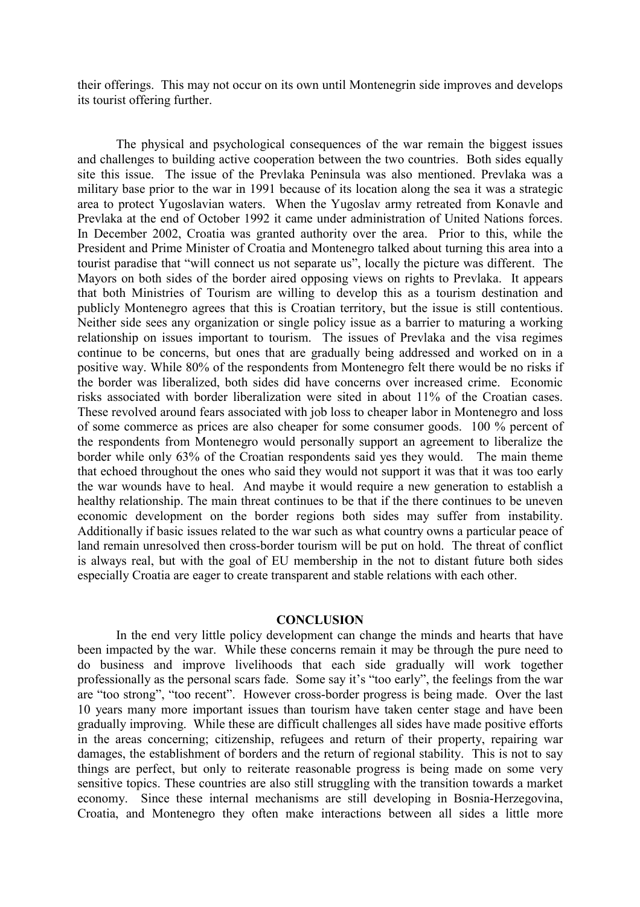their offerings. This may not occur on its own until Montenegrin side improves and develops its tourist offering further.

The physical and psychological consequences of the war remain the biggest issues and challenges to building active cooperation between the two countries. Both sides equally site this issue. The issue of the Prevlaka Peninsula was also mentioned. Prevlaka was a military base prior to the war in 1991 because of its location along the sea it was a strategic area to protect Yugoslavian waters. When the Yugoslav army retreated from Konavle and Prevlaka at the end of October 1992 it came under administration of United Nations forces. In December 2002, Croatia was granted authority over the area. Prior to this, while the President and Prime Minister of Croatia and Montenegro talked about turning this area into a tourist paradise that "will connect us not separate us", locally the picture was different. The Mayors on both sides of the border aired opposing views on rights to Prevlaka. It appears that both Ministries of Tourism are willing to develop this as a tourism destination and publicly Montenegro agrees that this is Croatian territory, but the issue is still contentious. Neither side sees any organization or single policy issue as a barrier to maturing a working relationship on issues important to tourism. The issues of Prevlaka and the visa regimes continue to be concerns, but ones that are gradually being addressed and worked on in a positive way. While 80% of the respondents from Montenegro felt there would be no risks if the border was liberalized, both sides did have concerns over increased crime. Economic risks associated with border liberalization were sited in about 11% of the Croatian cases. These revolved around fears associated with job loss to cheaper labor in Montenegro and loss of some commerce as prices are also cheaper for some consumer goods. 100 % percent of the respondents from Montenegro would personally support an agreement to liberalize the border while only 63% of the Croatian respondents said yes they would. The main theme that echoed throughout the ones who said they would not support it was that it was too early the war wounds have to heal. And maybe it would require a new generation to establish a healthy relationship. The main threat continues to be that if the there continues to be uneven economic development on the border regions both sides may suffer from instability. Additionally if basic issues related to the war such as what country owns a particular peace of land remain unresolved then cross-border tourism will be put on hold. The threat of conflict is always real, but with the goal of EU membership in the not to distant future both sides especially Croatia are eager to create transparent and stable relations with each other.

## CONCLUSION

In the end very little policy development can change the minds and hearts that have been impacted by the war. While these concerns remain it may be through the pure need to do business and improve livelihoods that each side gradually will work together professionally as the personal scars fade. Some say it's "too early", the feelings from the war are "too strong", "too recent". However cross-border progress is being made. Over the last 10 years many more important issues than tourism have taken center stage and have been gradually improving. While these are difficult challenges all sides have made positive efforts in the areas concerning; citizenship, refugees and return of their property, repairing war damages, the establishment of borders and the return of regional stability. This is not to say things are perfect, but only to reiterate reasonable progress is being made on some very sensitive topics. These countries are also still struggling with the transition towards a market economy. Since these internal mechanisms are still developing in Bosnia-Herzegovina, Croatia, and Montenegro they often make interactions between all sides a little more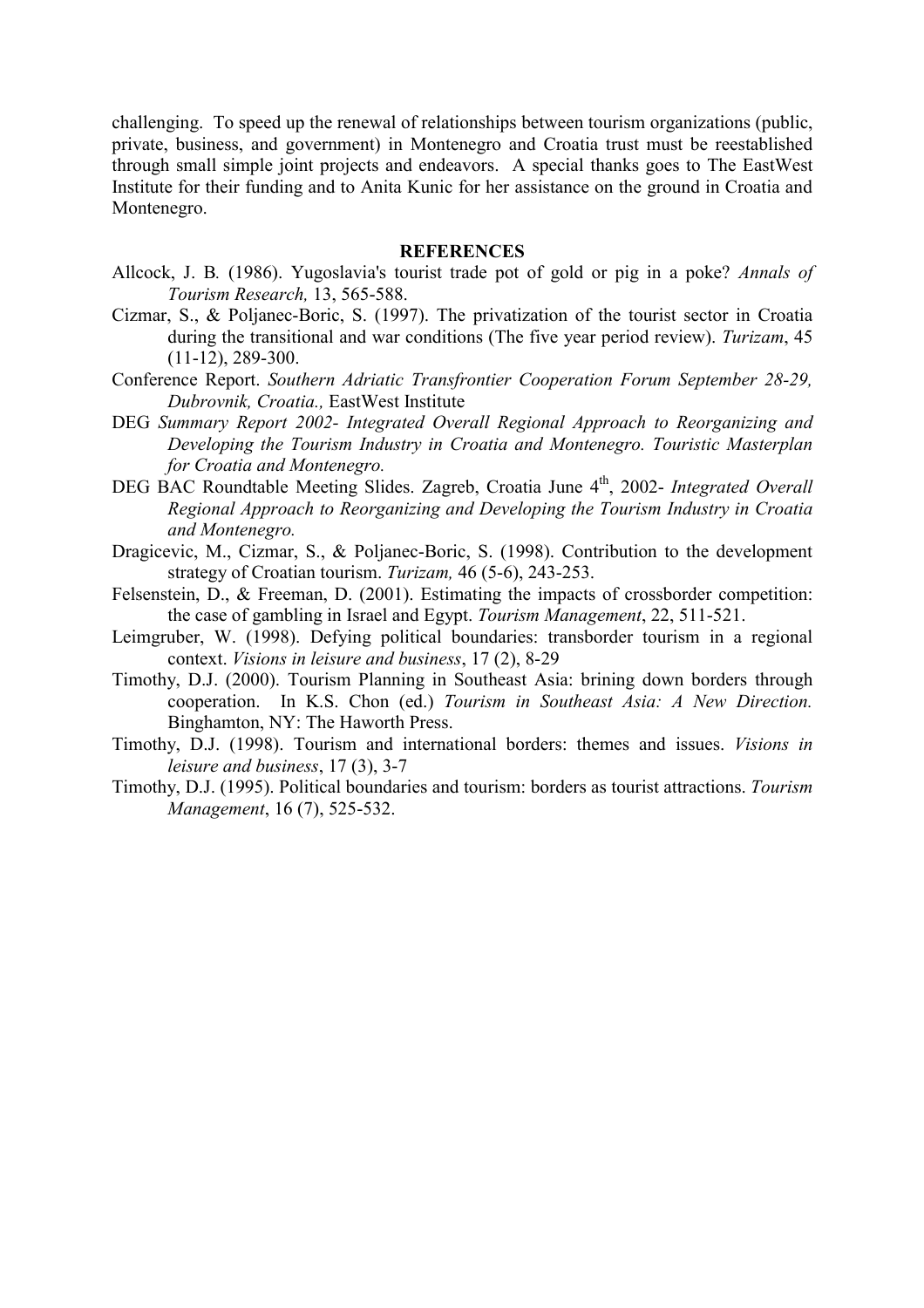challenging. To speed up the renewal of relationships between tourism organizations (public, private, business, and government) in Montenegro and Croatia trust must be reestablished through small simple joint projects and endeavors. A special thanks goes to The EastWest Institute for their funding and to Anita Kunic for her assistance on the ground in Croatia and Montenegro.

## REFERENCES

Allcock, J. B. (1986). Yugoslavia's tourist trade pot of gold or pig in a poke? *Annals of Tourism Research,* 13, 565-588.

Cizmar, S., & Poljanec-Boric, S. (1997). The privatization of the tourist sector in Croatia during the transitional and war conditions (The five year period review). *Turizam*, 45 (11-12), 289-300.

Conference Report. *Southern Adriatic Transfrontier Cooperation Forum September 28-29, Dubrovnik, Croatia.,* EastWest Institute

DEG *Summary Report 2002- Integrated Overall Regional Approach to Reorganizing and Developing the Tourism Industry in Croatia and Montenegro. Touristic Masterplan for Croatia and Montenegro.*

DEG BAC Roundtable Meeting Slides. Zagreb, Croatia June 4th, 2002- *Integrated Overall Regional Approach to Reorganizing and Developing the Tourism Industry in Croatia and Montenegro.*

Dragicevic, M., Cizmar, S., & Poljanec-Boric, S. (1998). Contribution to the development strategy of Croatian tourism. *Turizam,* 46 (5-6), 243-253.

Felsenstein, D., & Freeman, D. (2001). Estimating the impacts of crossborder competition: the case of gambling in Israel and Egypt. *Tourism Management*, 22, 511-521.

Leimgruber, W. (1998). Defying political boundaries: transborder tourism in a regional context. *Visions in leisure and business*, 17 (2), 8-29

Timothy, D.J. (2000). Tourism Planning in Southeast Asia: brining down borders through cooperation. In K.S. Chon (ed.) *Tourism in Southeast Asia: A New Direction.* Binghamton, NY: The Haworth Press.

Timothy, D.J. (1998). Tourism and international borders: themes and issues. *Visions in leisure and business*, 17 (3), 3-7

Timothy, D.J. (1995). Political boundaries and tourism: borders as tourist attractions. *Tourism Management*, 16 (7), 525-532.